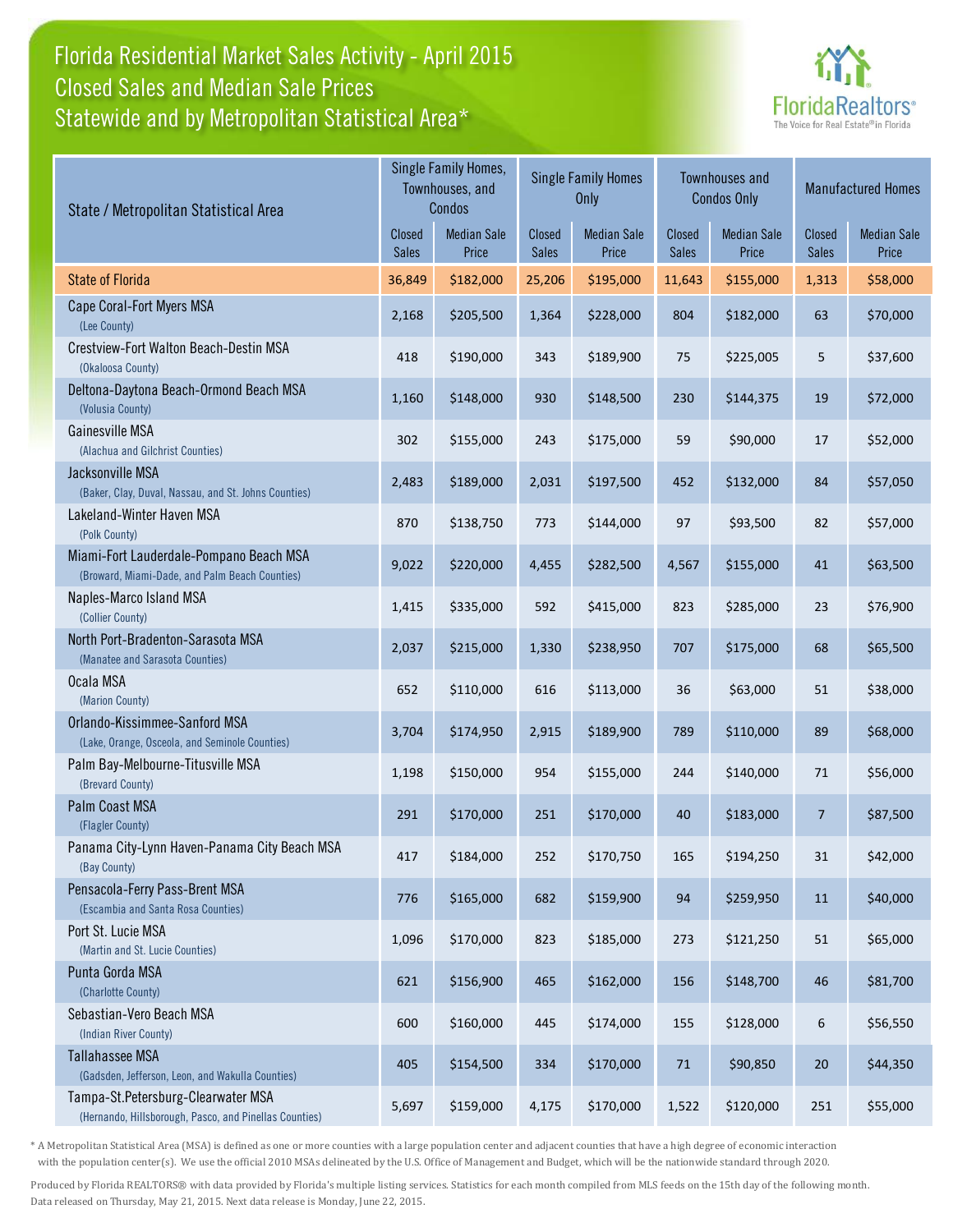# Florida Residential Market Sales Activity - April 2015
## Closed Sales and Median Sale Prices
## Statewide and by Metropolitan Statistical Area*

| State / Metropolitan Statistical Area | Single Family Homes, Townhouses, and Condos | | Single Family Homes Only | | Townhouses and Condos Only | | Manufactured Homes | |
|---|---|---|---|---|---|---|---|---|
| | Closed Sales | Median Sale Price | Closed Sales | Median Sale Price | Closed Sales | Median Sale Price | Closed Sales | Median Sale Price |
| State of Florida | 36,849 | $182,000 | 25,206 | $195,000 | 11,643 | $155,000 | 1,313 | $58,000 |
| Cape Coral-Fort Myers MSA (Lee County) | 2,168 | $205,500 | 1,364 | $228,000 | 804 | $182,000 | 63 | $70,000 |
| Crestview-Fort Walton Beach-Destin MSA (Okaloosa County) | 418 | $190,000 | 343 | $189,900 | 75 | $225,005 | 5 | $37,600 |
| Deltona-Daytona Beach-Ormond Beach MSA (Volusia County) | 1,160 | $148,000 | 930 | $148,500 | 230 | $144,375 | 19 | $72,000 |
| Gainesville MSA (Alachua and Gilchrist Counties) | 302 | $155,000 | 243 | $175,000 | 59 | $90,000 | 17 | $52,000 |
| Jacksonville MSA (Baker, Clay, Duval, Nassau, and St. Johns Counties) | 2,483 | $189,000 | 2,031 | $197,500 | 452 | $132,000 | 84 | $57,050 |
| Lakeland-Winter Haven MSA (Polk County) | 870 | $138,750 | 773 | $144,000 | 97 | $93,500 | 82 | $57,000 |
| Miami-Fort Lauderdale-Pompano Beach MSA (Broward, Miami-Dade, and Palm Beach Counties) | 9,022 | $220,000 | 4,455 | $282,500 | 4,567 | $155,000 | 41 | $63,500 |
| Naples-Marco Island MSA (Collier County) | 1,415 | $335,000 | 592 | $415,000 | 823 | $285,000 | 23 | $76,900 |
| North Port-Bradenton-Sarasota MSA (Manatee and Sarasota Counties) | 2,037 | $215,000 | 1,330 | $238,950 | 707 | $175,000 | 68 | $65,500 |
| Ocala MSA (Marion County) | 652 | $110,000 | 616 | $113,000 | 36 | $63,000 | 51 | $38,000 |
| Orlando-Kissimmee-Sanford MSA (Lake, Orange, Osceola, and Seminole Counties) | 3,704 | $174,950 | 2,915 | $189,900 | 789 | $110,000 | 89 | $68,000 |
| Palm Bay-Melbourne-Titusville MSA (Brevard County) | 1,198 | $150,000 | 954 | $155,000 | 244 | $140,000 | 71 | $56,000 |
| Palm Coast MSA (Flagler County) | 291 | $170,000 | 251 | $170,000 | 40 | $183,000 | 7 | $87,500 |
| Panama City-Lynn Haven-Panama City Beach MSA (Bay County) | 417 | $184,000 | 252 | $170,750 | 165 | $194,250 | 31 | $42,000 |
| Pensacola-Ferry Pass-Brent MSA (Escambia and Santa Rosa Counties) | 776 | $165,000 | 682 | $159,900 | 94 | $259,950 | 11 | $40,000 |
| Port St. Lucie MSA (Martin and St. Lucie Counties) | 1,096 | $170,000 | 823 | $185,000 | 273 | $121,250 | 51 | $65,000 |
| Punta Gorda MSA (Charlotte County) | 621 | $156,900 | 465 | $162,000 | 156 | $148,700 | 46 | $81,700 |
| Sebastian-Vero Beach MSA (Indian River County) | 600 | $160,000 | 445 | $174,000 | 155 | $128,000 | 6 | $56,550 |
| Tallahassee MSA (Gadsden, Jefferson, Leon, and Wakulla Counties) | 405 | $154,500 | 334 | $170,000 | 71 | $90,850 | 20 | $44,350 |
| Tampa-St.Petersburg-Clearwater MSA (Hernando, Hillsborough, Pasco, and Pinellas Counties) | 5,697 | $159,000 | 4,175 | $170,000 | 1,522 | $120,000 | 251 | $55,000 |

* A Metropolitan Statistical Area (MSA) is defined as one or more counties with a large population center and adjacent counties that have a high degree of economic interaction with the population center(s). We use the official 2010 MSAs delineated by the U.S. Office of Management and Budget, which will be the nationwide standard through 2020.

Produced by Florida REALTORS® with data provided by Florida's multiple listing services. Statistics for each month compiled from MLS feeds on the 15th day of the following month. Data released on Thursday, May 21, 2015. Next data release is Monday, June 22, 2015.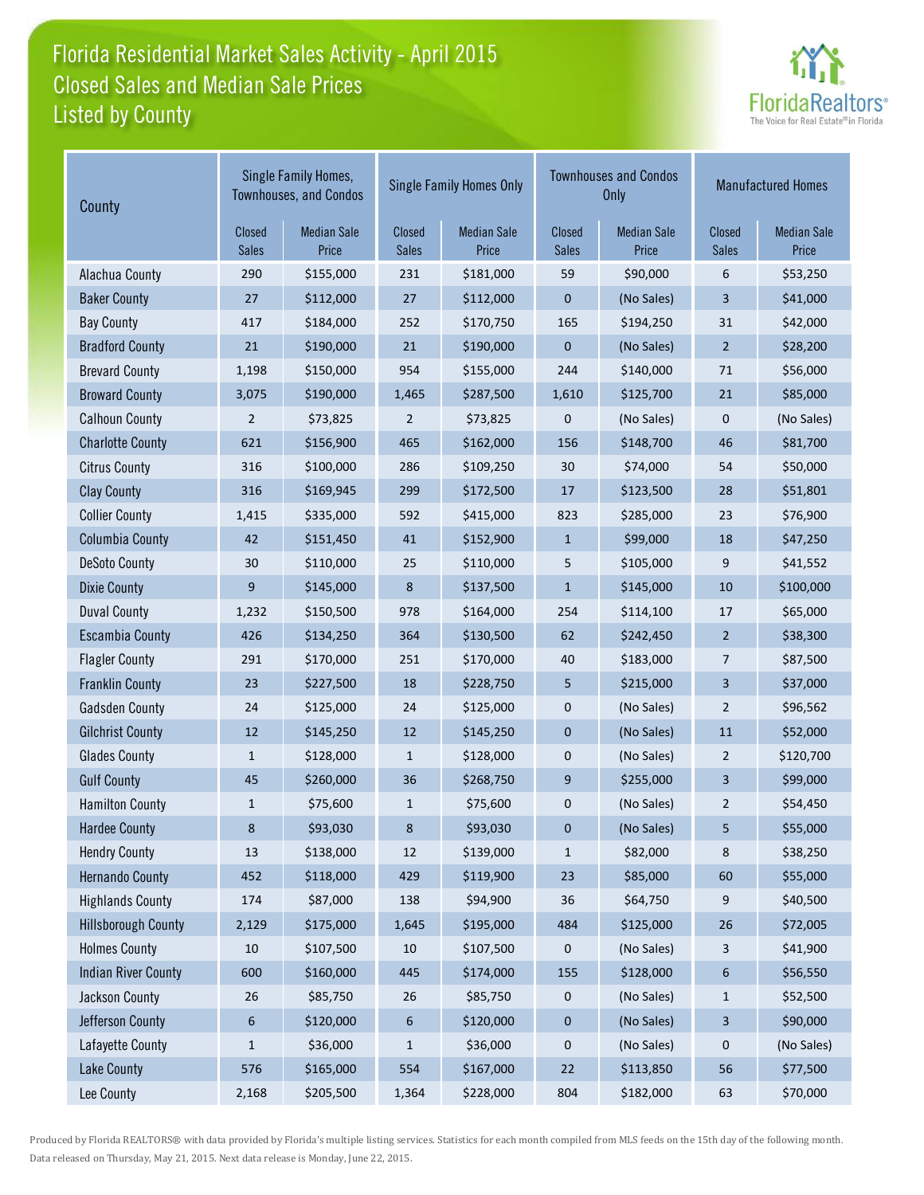# Florida Residential Market Sales Activity - April 2015
## Closed Sales and Median Sale Prices
## Listed by County

| County | Single Family Homes, Townhouses, and Condos | | Single Family Homes Only | | Townhouses and Condos Only | | Manufactured Homes | |
|---|---|---|---|---|---|---|---|---|
| | Closed Sales | Median Sale Price | Closed Sales | Median Sale Price | Closed Sales | Median Sale Price | Closed Sales | Median Sale Price |
| Alachua County | 290 | $155,000 | 231 | $181,000 | 59 | $90,000 | 6 | $53,250 |
| Baker County | 27 | $112,000 | 27 | $112,000 | 0 | (No Sales) | 3 | $41,000 |
| Bay County | 417 | $184,000 | 252 | $170,750 | 165 | $194,250 | 31 | $42,000 |
| Bradford County | 21 | $190,000 | 21 | $190,000 | 0 | (No Sales) | 2 | $28,200 |
| Brevard County | 1,198 | $150,000 | 954 | $155,000 | 244 | $140,000 | 71 | $56,000 |
| Broward County | 3,075 | $190,000 | 1,465 | $287,500 | 1,610 | $125,700 | 21 | $85,000 |
| Calhoun County | 2 | $73,825 | 2 | $73,825 | 0 | (No Sales) | 0 | (No Sales) |
| Charlotte County | 621 | $156,900 | 465 | $162,000 | 156 | $148,700 | 46 | $81,700 |
| Citrus County | 316 | $100,000 | 286 | $109,250 | 30 | $74,000 | 54 | $50,000 |
| Clay County | 316 | $169,945 | 299 | $172,500 | 17 | $123,500 | 28 | $51,801 |
| Collier County | 1,415 | $335,000 | 592 | $415,000 | 823 | $285,000 | 23 | $76,900 |
| Columbia County | 42 | $151,450 | 41 | $152,900 | 1 | $99,000 | 18 | $47,250 |
| DeSoto County | 30 | $110,000 | 25 | $110,000 | 5 | $105,000 | 9 | $41,552 |
| Dixie County | 9 | $145,000 | 8 | $137,500 | 1 | $145,000 | 10 | $100,000 |
| Duval County | 1,232 | $150,500 | 978 | $164,000 | 254 | $114,100 | 17 | $65,000 |
| Escambia County | 426 | $134,250 | 364 | $130,500 | 62 | $242,450 | 2 | $38,300 |
| Flagler County | 291 | $170,000 | 251 | $170,000 | 40 | $183,000 | 7 | $87,500 |
| Franklin County | 23 | $227,500 | 18 | $228,750 | 5 | $215,000 | 3 | $37,000 |
| Gadsden County | 24 | $125,000 | 24 | $125,000 | 0 | (No Sales) | 2 | $96,562 |
| Gilchrist County | 12 | $145,250 | 12 | $145,250 | 0 | (No Sales) | 11 | $52,000 |
| Glades County | 1 | $128,000 | 1 | $128,000 | 0 | (No Sales) | 2 | $120,700 |
| Gulf County | 45 | $260,000 | 36 | $268,750 | 9 | $255,000 | 3 | $99,000 |
| Hamilton County | 1 | $75,600 | 1 | $75,600 | 0 | (No Sales) | 2 | $54,450 |
| Hardee County | 8 | $93,030 | 8 | $93,030 | 0 | (No Sales) | 5 | $55,000 |
| Hendry County | 13 | $138,000 | 12 | $139,000 | 1 | $82,000 | 8 | $38,250 |
| Hernando County | 452 | $118,000 | 429 | $119,900 | 23 | $85,000 | 60 | $55,000 |
| Highlands County | 174 | $87,000 | 138 | $94,900 | 36 | $64,750 | 9 | $40,500 |
| Hillsborough County | 2,129 | $175,000 | 1,645 | $195,000 | 484 | $125,000 | 26 | $72,005 |
| Holmes County | 10 | $107,500 | 10 | $107,500 | 0 | (No Sales) | 3 | $41,900 |
| Indian River County | 600 | $160,000 | 445 | $174,000 | 155 | $128,000 | 6 | $56,550 |
| Jackson County | 26 | $85,750 | 26 | $85,750 | 0 | (No Sales) | 1 | $52,500 |
| Jefferson County | 6 | $120,000 | 6 | $120,000 | 0 | (No Sales) | 3 | $90,000 |
| Lafayette County | 1 | $36,000 | 1 | $36,000 | 0 | (No Sales) | 0 | (No Sales) |
| Lake County | 576 | $165,000 | 554 | $167,000 | 22 | $113,850 | 56 | $77,500 |
| Lee County | 2,168 | $205,500 | 1,364 | $228,000 | 804 | $182,000 | 63 | $70,000 |

Produced by Florida REALTORS® with data provided by Florida's multiple listing services. Statistics for each month compiled from MLS feeds on the 15th day of the following month. Data released on Thursday, May 21, 2015. Next data release is Monday, June 22, 2015.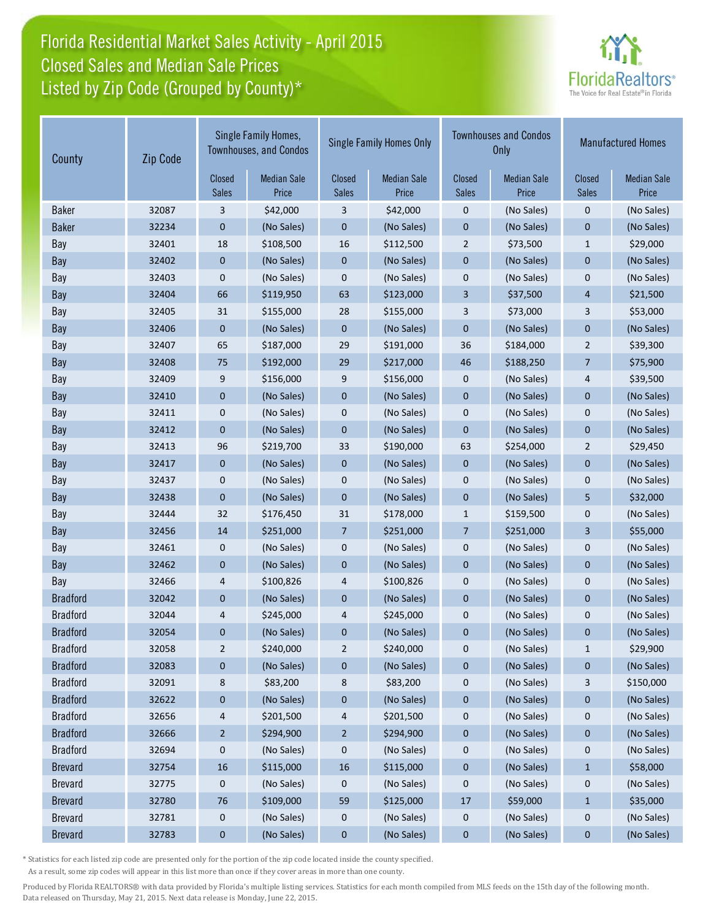# Florida Residential Market Sales Activity - April 2015
## Closed Sales and Median Sale Prices
## Listed by Zip Code (Grouped by County)*

| County | Zip Code | Single Family Homes, Townhouses, and Condos | | Single Family Homes Only | | Townhouses and Condos Only | | Manufactured Homes | |
|---|---|---|---|---|---|---|---|---|---|
| | | Closed Sales | Median Sale Price | Closed Sales | Median Sale Price | Closed Sales | Median Sale Price | Closed Sales | Median Sale Price |
| Baker | 32087 | 3 | $42,000 | 3 | $42,000 | 0 | (No Sales) | 0 | (No Sales) |
| Baker | 32234 | 0 | (No Sales) | 0 | (No Sales) | 0 | (No Sales) | 0 | (No Sales) |
| Bay | 32401 | 18 | $108,500 | 16 | $112,500 | 2 | $73,500 | 1 | $29,000 |
| Bay | 32402 | 0 | (No Sales) | 0 | (No Sales) | 0 | (No Sales) | 0 | (No Sales) |
| Bay | 32403 | 0 | (No Sales) | 0 | (No Sales) | 0 | (No Sales) | 0 | (No Sales) |
| Bay | 32404 | 66 | $119,950 | 63 | $123,000 | 3 | $37,500 | 4 | $21,500 |
| Bay | 32405 | 31 | $155,000 | 28 | $155,000 | 3 | $73,000 | 3 | $53,000 |
| Bay | 32406 | 0 | (No Sales) | 0 | (No Sales) | 0 | (No Sales) | 0 | (No Sales) |
| Bay | 32407 | 65 | $187,000 | 29 | $191,000 | 36 | $184,000 | 2 | $39,300 |
| Bay | 32408 | 75 | $192,000 | 29 | $217,000 | 46 | $188,250 | 7 | $75,900 |
| Bay | 32409 | 9 | $156,000 | 9 | $156,000 | 0 | (No Sales) | 4 | $39,500 |
| Bay | 32410 | 0 | (No Sales) | 0 | (No Sales) | 0 | (No Sales) | 0 | (No Sales) |
| Bay | 32411 | 0 | (No Sales) | 0 | (No Sales) | 0 | (No Sales) | 0 | (No Sales) |
| Bay | 32412 | 0 | (No Sales) | 0 | (No Sales) | 0 | (No Sales) | 0 | (No Sales) |
| Bay | 32413 | 96 | $219,700 | 33 | $190,000 | 63 | $254,000 | 2 | $29,450 |
| Bay | 32417 | 0 | (No Sales) | 0 | (No Sales) | 0 | (No Sales) | 0 | (No Sales) |
| Bay | 32437 | 0 | (No Sales) | 0 | (No Sales) | 0 | (No Sales) | 0 | (No Sales) |
| Bay | 32438 | 0 | (No Sales) | 0 | (No Sales) | 0 | (No Sales) | 5 | $32,000 |
| Bay | 32444 | 32 | $176,450 | 31 | $178,000 | 1 | $159,500 | 0 | (No Sales) |
| Bay | 32456 | 14 | $251,000 | 7 | $251,000 | 7 | $251,000 | 3 | $55,000 |
| Bay | 32461 | 0 | (No Sales) | 0 | (No Sales) | 0 | (No Sales) | 0 | (No Sales) |
| Bay | 32462 | 0 | (No Sales) | 0 | (No Sales) | 0 | (No Sales) | 0 | (No Sales) |
| Bay | 32466 | 4 | $100,826 | 4 | $100,826 | 0 | (No Sales) | 0 | (No Sales) |
| Bradford | 32042 | 0 | (No Sales) | 0 | (No Sales) | 0 | (No Sales) | 0 | (No Sales) |
| Bradford | 32044 | 4 | $245,000 | 4 | $245,000 | 0 | (No Sales) | 0 | (No Sales) |
| Bradford | 32054 | 0 | (No Sales) | 0 | (No Sales) | 0 | (No Sales) | 0 | (No Sales) |
| Bradford | 32058 | 2 | $240,000 | 2 | $240,000 | 0 | (No Sales) | 1 | $29,900 |
| Bradford | 32083 | 0 | (No Sales) | 0 | (No Sales) | 0 | (No Sales) | 0 | (No Sales) |
| Bradford | 32091 | 8 | $83,200 | 8 | $83,200 | 0 | (No Sales) | 3 | $150,000 |
| Bradford | 32622 | 0 | (No Sales) | 0 | (No Sales) | 0 | (No Sales) | 0 | (No Sales) |
| Bradford | 32656 | 4 | $201,500 | 4 | $201,500 | 0 | (No Sales) | 0 | (No Sales) |
| Bradford | 32666 | 2 | $294,900 | 2 | $294,900 | 0 | (No Sales) | 0 | (No Sales) |
| Bradford | 32694 | 0 | (No Sales) | 0 | (No Sales) | 0 | (No Sales) | 0 | (No Sales) |
| Brevard | 32754 | 16 | $115,000 | 16 | $115,000 | 0 | (No Sales) | 1 | $58,000 |
| Brevard | 32775 | 0 | (No Sales) | 0 | (No Sales) | 0 | (No Sales) | 0 | (No Sales) |
| Brevard | 32780 | 76 | $109,000 | 59 | $125,000 | 17 | $59,000 | 1 | $35,000 |
| Brevard | 32781 | 0 | (No Sales) | 0 | (No Sales) | 0 | (No Sales) | 0 | (No Sales) |
| Brevard | 32783 | 0 | (No Sales) | 0 | (No Sales) | 0 | (No Sales) | 0 | (No Sales) |

\* Statistics for each listed zip code are presented only for the portion of the zip code located inside the county specified. As a result, some zip codes will appear in this list more than once if they cover areas in more than one county.

Produced by Florida REALTORS® with data provided by Florida's multiple listing services. Statistics for each month compiled from MLS feeds on the 15th day of the following month. Data released on Thursday, May 21, 2015. Next data release is Monday, June 22, 2015.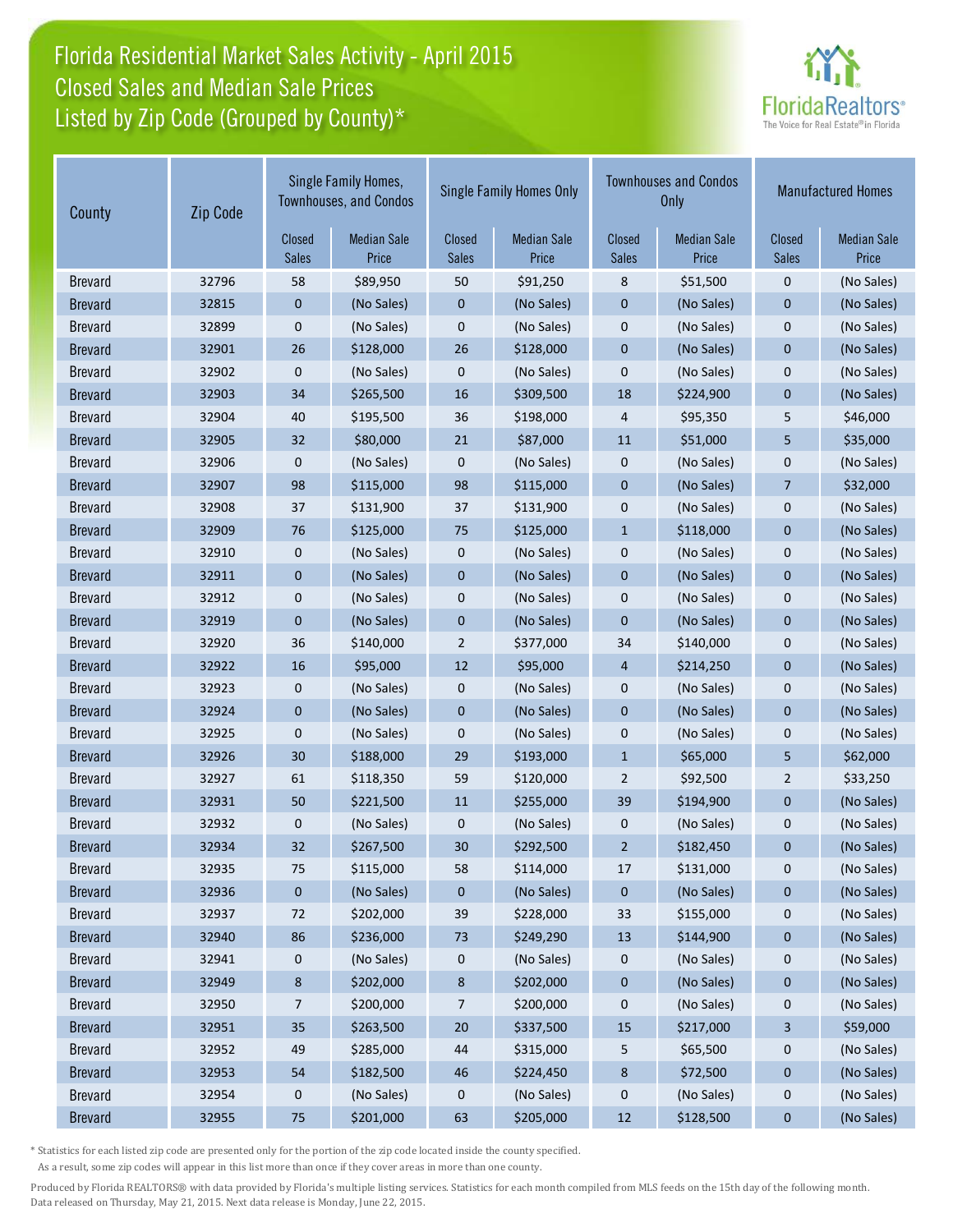# Florida Residential Market Sales Activity - April 2015
## Closed Sales and Median Sale Prices
## Listed by Zip Code (Grouped by County)*

FloridaRealtors® The Voice for Real Estate® in Florida

| County | Zip Code | Single Family Homes, Townhouses, and Condos | | Single Family Homes Only | | Townhouses and Condos Only | | Manufactured Homes | |
|---|---|---|---|---|---|---|---|---|---|
| | | Closed Sales | Median Sale Price | Closed Sales | Median Sale Price | Closed Sales | Median Sale Price | Closed Sales | Median Sale Price |
| Brevard | 32796 | 58 | $89,950 | 50 | $91,250 | 8 | $51,500 | 0 | (No Sales) |
| Brevard | 32815 | 0 | (No Sales) | 0 | (No Sales) | 0 | (No Sales) | 0 | (No Sales) |
| Brevard | 32899 | 0 | (No Sales) | 0 | (No Sales) | 0 | (No Sales) | 0 | (No Sales) |
| Brevard | 32901 | 26 | $128,000 | 26 | $128,000 | 0 | (No Sales) | 0 | (No Sales) |
| Brevard | 32902 | 0 | (No Sales) | 0 | (No Sales) | 0 | (No Sales) | 0 | (No Sales) |
| Brevard | 32903 | 34 | $265,500 | 16 | $309,500 | 18 | $224,900 | 0 | (No Sales) |
| Brevard | 32904 | 40 | $195,500 | 36 | $198,000 | 4 | $95,350 | 5 | $46,000 |
| Brevard | 32905 | 32 | $80,000 | 21 | $87,000 | 11 | $51,000 | 5 | $35,000 |
| Brevard | 32906 | 0 | (No Sales) | 0 | (No Sales) | 0 | (No Sales) | 0 | (No Sales) |
| Brevard | 32907 | 98 | $115,000 | 98 | $115,000 | 0 | (No Sales) | 7 | $32,000 |
| Brevard | 32908 | 37 | $131,900 | 37 | $131,900 | 0 | (No Sales) | 0 | (No Sales) |
| Brevard | 32909 | 76 | $125,000 | 75 | $125,000 | 1 | $118,000 | 0 | (No Sales) |
| Brevard | 32910 | 0 | (No Sales) | 0 | (No Sales) | 0 | (No Sales) | 0 | (No Sales) |
| Brevard | 32911 | 0 | (No Sales) | 0 | (No Sales) | 0 | (No Sales) | 0 | (No Sales) |
| Brevard | 32912 | 0 | (No Sales) | 0 | (No Sales) | 0 | (No Sales) | 0 | (No Sales) |
| Brevard | 32919 | 0 | (No Sales) | 0 | (No Sales) | 0 | (No Sales) | 0 | (No Sales) |
| Brevard | 32920 | 36 | $140,000 | 2 | $377,000 | 34 | $140,000 | 0 | (No Sales) |
| Brevard | 32922 | 16 | $95,000 | 12 | $95,000 | 4 | $214,250 | 0 | (No Sales) |
| Brevard | 32923 | 0 | (No Sales) | 0 | (No Sales) | 0 | (No Sales) | 0 | (No Sales) |
| Brevard | 32924 | 0 | (No Sales) | 0 | (No Sales) | 0 | (No Sales) | 0 | (No Sales) |
| Brevard | 32925 | 0 | (No Sales) | 0 | (No Sales) | 0 | (No Sales) | 0 | (No Sales) |
| Brevard | 32926 | 30 | $188,000 | 29 | $193,000 | 1 | $65,000 | 5 | $62,000 |
| Brevard | 32927 | 61 | $118,350 | 59 | $120,000 | 2 | $92,500 | 2 | $33,250 |
| Brevard | 32931 | 50 | $221,500 | 11 | $255,000 | 39 | $194,900 | 0 | (No Sales) |
| Brevard | 32932 | 0 | (No Sales) | 0 | (No Sales) | 0 | (No Sales) | 0 | (No Sales) |
| Brevard | 32934 | 32 | $267,500 | 30 | $292,500 | 2 | $182,450 | 0 | (No Sales) |
| Brevard | 32935 | 75 | $115,000 | 58 | $114,000 | 17 | $131,000 | 0 | (No Sales) |
| Brevard | 32936 | 0 | (No Sales) | 0 | (No Sales) | 0 | (No Sales) | 0 | (No Sales) |
| Brevard | 32937 | 72 | $202,000 | 39 | $228,000 | 33 | $155,000 | 0 | (No Sales) |
| Brevard | 32940 | 86 | $236,000 | 73 | $249,290 | 13 | $144,900 | 0 | (No Sales) |
| Brevard | 32941 | 0 | (No Sales) | 0 | (No Sales) | 0 | (No Sales) | 0 | (No Sales) |
| Brevard | 32949 | 8 | $202,000 | 8 | $202,000 | 0 | (No Sales) | 0 | (No Sales) |
| Brevard | 32950 | 7 | $200,000 | 7 | $200,000 | 0 | (No Sales) | 0 | (No Sales) |
| Brevard | 32951 | 35 | $263,500 | 20 | $337,500 | 15 | $217,000 | 3 | $59,000 |
| Brevard | 32952 | 49 | $285,000 | 44 | $315,000 | 5 | $65,500 | 0 | (No Sales) |
| Brevard | 32953 | 54 | $182,500 | 46 | $224,450 | 8 | $72,500 | 0 | (No Sales) |
| Brevard | 32954 | 0 | (No Sales) | 0 | (No Sales) | 0 | (No Sales) | 0 | (No Sales) |
| Brevard | 32955 | 75 | $201,000 | 63 | $205,000 | 12 | $128,500 | 0 | (No Sales) |

* Statistics for each listed zip code are presented only for the portion of the zip code located inside the county specified. As a result, some zip codes will appear in this list more than once if they cover areas in more than one county.

Produced by Florida REALTORS® with data provided by Florida's multiple listing services. Statistics for each month compiled from MLS feeds on the 15th day of the following month. Data released on Thursday, May 21, 2015. Next data release is Monday, June 22, 2015.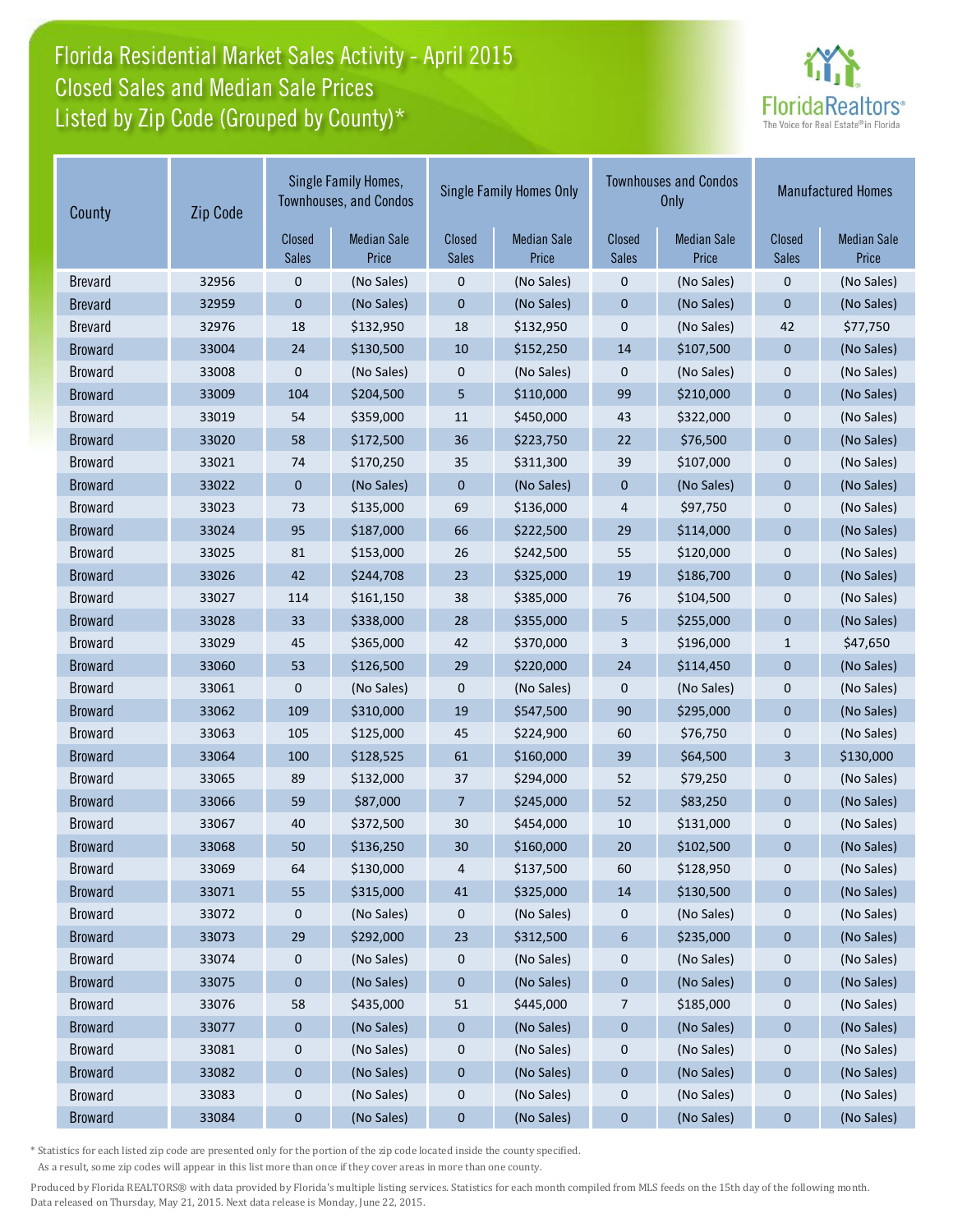# Florida Residential Market Sales Activity - April 2015
## Closed Sales and Median Sale Prices
## Listed by Zip Code (Grouped by County)*

FloridaRealtors® The Voice for Real Estate® in Florida

| County | Zip Code | Single Family Homes, Townhouses, and Condos | | Single Family Homes Only | | Townhouses and Condos Only | | Manufactured Homes | |
|---|---|---|---|---|---|---|---|---|---|
| | | Closed Sales | Median Sale Price | Closed Sales | Median Sale Price | Closed Sales | Median Sale Price | Closed Sales | Median Sale Price |
| Brevard | 32956 | 0 | (No Sales) | 0 | (No Sales) | 0 | (No Sales) | 0 | (No Sales) |
| Brevard | 32959 | 0 | (No Sales) | 0 | (No Sales) | 0 | (No Sales) | 0 | (No Sales) |
| Brevard | 32976 | 18 | $132,950 | 18 | $132,950 | 0 | (No Sales) | 42 | $77,750 |
| Broward | 33004 | 24 | $130,500 | 10 | $152,250 | 14 | $107,500 | 0 | (No Sales) |
| Broward | 33008 | 0 | (No Sales) | 0 | (No Sales) | 0 | (No Sales) | 0 | (No Sales) |
| Broward | 33009 | 104 | $204,500 | 5 | $110,000 | 99 | $210,000 | 0 | (No Sales) |
| Broward | 33019 | 54 | $359,000 | 11 | $450,000 | 43 | $322,000 | 0 | (No Sales) |
| Broward | 33020 | 58 | $172,500 | 36 | $223,750 | 22 | $76,500 | 0 | (No Sales) |
| Broward | 33021 | 74 | $170,250 | 35 | $311,300 | 39 | $107,000 | 0 | (No Sales) |
| Broward | 33022 | 0 | (No Sales) | 0 | (No Sales) | 0 | (No Sales) | 0 | (No Sales) |
| Broward | 33023 | 73 | $135,000 | 69 | $136,000 | 4 | $97,750 | 0 | (No Sales) |
| Broward | 33024 | 95 | $187,000 | 66 | $222,500 | 29 | $114,000 | 0 | (No Sales) |
| Broward | 33025 | 81 | $153,000 | 26 | $242,500 | 55 | $120,000 | 0 | (No Sales) |
| Broward | 33026 | 42 | $244,708 | 23 | $325,000 | 19 | $186,700 | 0 | (No Sales) |
| Broward | 33027 | 114 | $161,150 | 38 | $385,000 | 76 | $104,500 | 0 | (No Sales) |
| Broward | 33028 | 33 | $338,000 | 28 | $355,000 | 5 | $255,000 | 0 | (No Sales) |
| Broward | 33029 | 45 | $365,000 | 42 | $370,000 | 3 | $196,000 | 1 | $47,650 |
| Broward | 33060 | 53 | $126,500 | 29 | $220,000 | 24 | $114,450 | 0 | (No Sales) |
| Broward | 33061 | 0 | (No Sales) | 0 | (No Sales) | 0 | (No Sales) | 0 | (No Sales) |
| Broward | 33062 | 109 | $310,000 | 19 | $547,500 | 90 | $295,000 | 0 | (No Sales) |
| Broward | 33063 | 105 | $125,000 | 45 | $224,900 | 60 | $76,750 | 0 | (No Sales) |
| Broward | 33064 | 100 | $128,525 | 61 | $160,000 | 39 | $64,500 | 3 | $130,000 |
| Broward | 33065 | 89 | $132,000 | 37 | $294,000 | 52 | $79,250 | 0 | (No Sales) |
| Broward | 33066 | 59 | $87,000 | 7 | $245,000 | 52 | $83,250 | 0 | (No Sales) |
| Broward | 33067 | 40 | $372,500 | 30 | $454,000 | 10 | $131,000 | 0 | (No Sales) |
| Broward | 33068 | 50 | $136,250 | 30 | $160,000 | 20 | $102,500 | 0 | (No Sales) |
| Broward | 33069 | 64 | $130,000 | 4 | $137,500 | 60 | $128,950 | 0 | (No Sales) |
| Broward | 33071 | 55 | $315,000 | 41 | $325,000 | 14 | $130,500 | 0 | (No Sales) |
| Broward | 33072 | 0 | (No Sales) | 0 | (No Sales) | 0 | (No Sales) | 0 | (No Sales) |
| Broward | 33073 | 29 | $292,000 | 23 | $312,500 | 6 | $235,000 | 0 | (No Sales) |
| Broward | 33074 | 0 | (No Sales) | 0 | (No Sales) | 0 | (No Sales) | 0 | (No Sales) |
| Broward | 33075 | 0 | (No Sales) | 0 | (No Sales) | 0 | (No Sales) | 0 | (No Sales) |
| Broward | 33076 | 58 | $435,000 | 51 | $445,000 | 7 | $185,000 | 0 | (No Sales) |
| Broward | 33077 | 0 | (No Sales) | 0 | (No Sales) | 0 | (No Sales) | 0 | (No Sales) |
| Broward | 33081 | 0 | (No Sales) | 0 | (No Sales) | 0 | (No Sales) | 0 | (No Sales) |
| Broward | 33082 | 0 | (No Sales) | 0 | (No Sales) | 0 | (No Sales) | 0 | (No Sales) |
| Broward | 33083 | 0 | (No Sales) | 0 | (No Sales) | 0 | (No Sales) | 0 | (No Sales) |
| Broward | 33084 | 0 | (No Sales) | 0 | (No Sales) | 0 | (No Sales) | 0 | (No Sales) |

\* Statistics for each listed zip code are presented only for the portion of the zip code located inside the county specified. As a result, some zip codes will appear in this list more than once if they cover areas in more than one county.

Produced by Florida REALTORS® with data provided by Florida's multiple listing services. Statistics for each month compiled from MLS feeds on the 15th day of the following month. Data released on Thursday, May 21, 2015. Next data release is Monday, June 22, 2015.